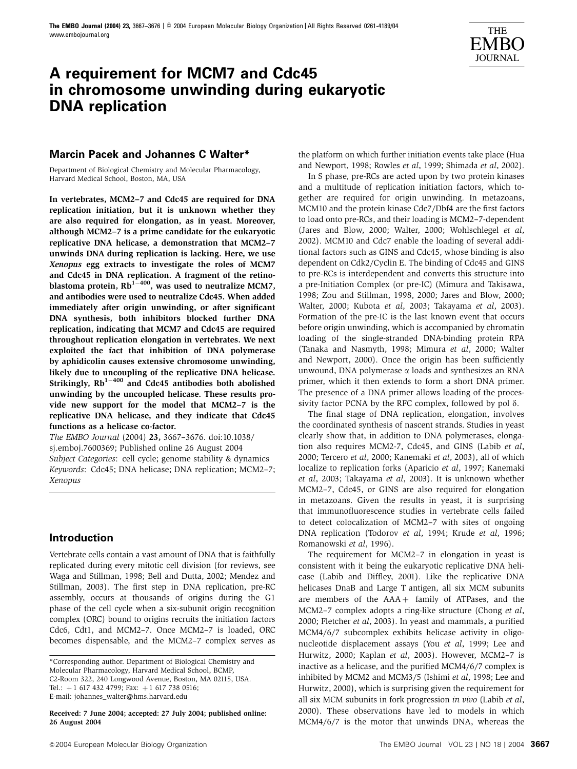# A requirement for MCM7 and Cdc45 in chromosome unwinding during eukaryotic DNA replication

## Marcin Pacek and Johannes C Walter*

Department of Biological Chemistry and Molecular Pharmacology, Harvard Medical School, Boston, MA, USA

**In vertebrates, MCM2–7 and Cdc45 are required for DNA replication initiation, but it is unknown whether they are also required for elongation, as in yeast. Moreover, although MCM2–7 is a prime candidate for the eukaryotic replicative DNA helicase, a demonstration that MCM2–7 unwinds DNA during replication is lacking. Here, we use *Xenopus* egg extracts to investigate the roles of MCM7 and Cdc45 in DNA replication. A fragment of the retinoblastoma protein, $Rb^{1-400}$, was used to neutralize MCM7, and antibodies were used to neutralize Cdc45. When added immediately after origin unwinding, or after significant DNA synthesis, both inhibitors blocked further DNA replication, indicating that MCM7 and Cdc45 are required throughout replication elongation in vertebrates. We next exploited the fact that inhibition of DNA polymerase by aphidicolin causes extensive chromosome unwinding, likely due to uncoupling of the replicative DNA helicase. Strikingly, $Rb^{1-400}$ and Cdc45 antibodies both abolished unwinding by the uncoupled helicase. These results provide new support for the model that MCM2–7 is the replicative DNA helicase, and they indicate that Cdc45 functions as a helicase co-factor.**

*The EMBO Journal* (2004) **23**, 3667–3676. doi:10.1038/sj.emboj.7600369; Published online 26 August 2004

*Subject Categories*: cell cycle; genome stability & dynamics

*Keywords*: Cdc45; DNA helicase; DNA replication; MCM2–7; *Xenopus*

## Introduction

Vertebrate cells contain a vast amount of DNA that is faithfully replicated during every mitotic cell division (for reviews, see Waga and Stillman, 1998; Bell and Dutta, 2002; Mendez and Stillman, 2003). The first step in DNA replication, pre-RC assembly, occurs at thousands of origins during the G1 phase of the cell cycle when a six-subunit origin recognition complex (ORC) bound to origins recruits the initiation factors Cdc6, Cdt1, and MCM2–7. Once MCM2–7 is loaded, ORC becomes dispensable, and the MCM2–7 complex serves as the platform on which further initiation events take place (Hua and Newport, 1998; Rowles *et al*, 1999; Shimada *et al*, 2002).

In S phase, pre-RCs are acted upon by two protein kinases and a multitude of replication initiation factors, which together are required for origin unwinding. In metazoans, MCM10 and the protein kinase Cdc7/Dbf4 are the first factors to load onto pre-RCs, and their loading is MCM2–7-dependent (Jares and Blow, 2000; Walter, 2000; Wohlschlegel *et al*, 2002). MCM10 and Cdc7 enable the loading of several additional factors such as GINS and Cdc45, whose binding is also dependent on Cdk2/Cyclin E. The binding of Cdc45 and GINS to pre-RCs is interdependent and converts this structure into a pre-Initiation Complex (or pre-IC) (Mimura and Takisawa, 1998; Zou and Stillman, 1998, 2000; Jares and Blow, 2000; Walter, 2000; Kubota *et al*, 2003; Takayama *et al*, 2003). Formation of the pre-IC is the last known event that occurs before origin unwinding, which is accompanied by chromatin loading of the single-stranded DNA-binding protein RPA (Tanaka and Nasmyth, 1998; Mimura *et al*, 2000; Walter and Newport, 2000). Once the origin has been sufficiently unwound, DNA polymerase α loads and synthesizes an RNA primer, which it then extends to form a short DNA primer. The presence of a DNA primer allows loading of the processivity factor PCNA by the RFC complex, followed by pol δ.

The final stage of DNA replication, elongation, involves the coordinated synthesis of nascent strands. Studies in yeast clearly show that, in addition to DNA polymerases, elongation also requires MCM2-7, Cdc45, and GINS (Labib *et al*, 2000; Tercero *et al*, 2000; Kanemaki *et al*, 2003), all of which localize to replication forks (Aparicio *et al*, 1997; Kanemaki *et al*, 2003; Takayama *et al*, 2003). It is unknown whether MCM2–7, Cdc45, or GINS are also required for elongation in metazoans. Given the results in yeast, it is surprising that immunofluorescence studies in vertebrate cells failed to detect colocalization of MCM2–7 with sites of ongoing DNA replication (Todorov *et al*, 1994; Krude *et al*, 1996; Romanowski *et al*, 1996).

The requirement for MCM2–7 in elongation in yeast is consistent with it being the eukaryotic replicative DNA helicase (Labib and Diffley, 2001). Like the replicative DNA helicases DnaB and Large T antigen, all six MCM subunits are members of the AAA+ family of ATPases, and the MCM2–7 complex adopts a ring-like structure (Chong *et al*, 2000; Fletcher *et al*, 2003). In yeast and mammals, a purified MCM4/6/7 subcomplex exhibits helicase activity in oligonucleotide displacement assays (You *et al*, 1999; Lee and Hurwitz, 2000; Kaplan *et al*, 2003). However, MCM2–7 is inactive as a helicase, and the purified MCM4/6/7 complex is inhibited by MCM2 and MCM3/5 (Ishimi *et al*, 1998; Lee and Hurwitz, 2000), which is surprising given the requirement for all six MCM subunits in fork progression *in vivo* (Labib *et al*, 2000). These observations have led to models in which MCM4/6/7 is the motor that unwinds DNA, whereas the

*Corresponding author. Department of Biological Chemistry and Molecular Pharmacology, Harvard Medical School, BCMP, C2-Room 322, 240 Longwood Avenue, Boston, MA 02115, USA. Tel.: +1 617 432 4799; Fax: +1 617 738 0516; E-mail: johannes_walter@hms.harvard.edu

**Received: 7 June 2004; accepted: 27 July 2004; published online: 26 August 2004**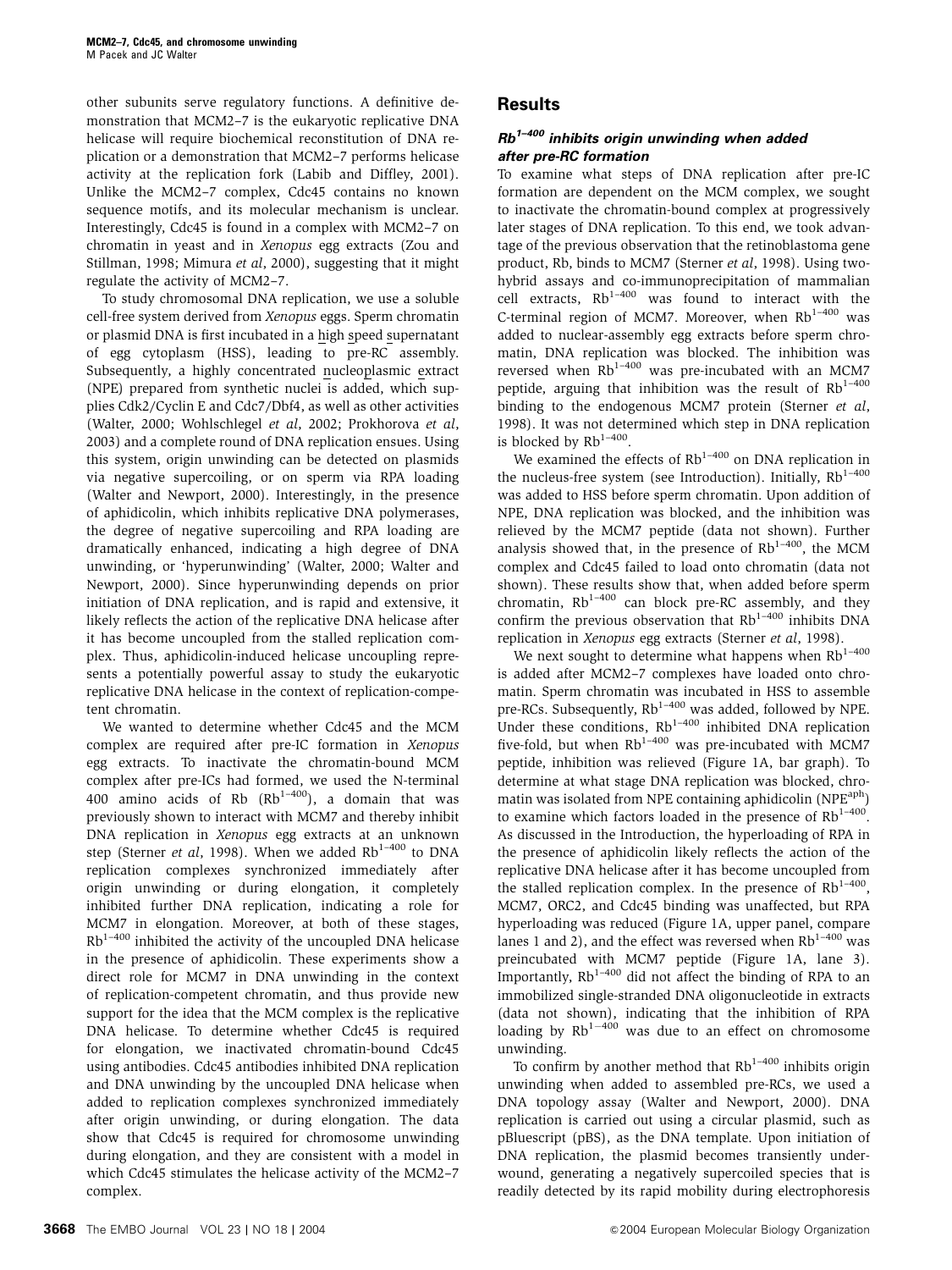other subunits serve regulatory functions. A definitive demonstration that MCM2–7 is the eukaryotic replicative DNA helicase will require biochemical reconstitution of DNA replication or a demonstration that MCM2–7 performs helicase activity at the replication fork (Labib and Diffley, 2001). Unlike the MCM2–7 complex, Cdc45 contains no known sequence motifs, and its molecular mechanism is unclear. Interestingly, Cdc45 is found in a complex with MCM2–7 on chromatin in yeast and in *Xenopus* egg extracts (Zou and Stillman, 1998; Mimura *et al*, 2000), suggesting that it might regulate the activity of MCM2–7.

To study chromosomal DNA replication, we use a soluble cell-free system derived from *Xenopus* eggs. Sperm chromatin or plasmid DNA is first incubated in a high speed supernatant of egg cytoplasm (HSS), leading to pre-RC assembly. Subsequently, a highly concentrated nucleoplasmic extract (NPE) prepared from synthetic nuclei is added, which supplies Cdk2/Cyclin E and Cdc7/Dbf4, as well as other activities (Walter, 2000; Wohlschlegel *et al*, 2002; Prokhorova *et al*, 2003) and a complete round of DNA replication ensues. Using this system, origin unwinding can be detected on plasmids via negative supercoiling, or on sperm via RPA loading (Walter and Newport, 2000). Interestingly, in the presence of aphidicolin, which inhibits replicative DNA polymerases, the degree of negative supercoiling and RPA loading are dramatically enhanced, indicating a high degree of DNA unwinding, or 'hyperunwinding' (Walter, 2000; Walter and Newport, 2000). Since hyperunwinding depends on prior initiation of DNA replication, and is rapid and extensive, it likely reflects the action of the replicative DNA helicase after it has become uncoupled from the stalled replication complex. Thus, aphidicolin-induced helicase uncoupling represents a potentially powerful assay to study the eukaryotic replicative DNA helicase in the context of replication-competent chromatin.

We wanted to determine whether Cdc45 and the MCM complex are required after pre-IC formation in *Xenopus* egg extracts. To inactivate the chromatin-bound MCM complex after pre-ICs had formed, we used the N-terminal 400 amino acids of Rb ($Rb^{1-400}$), a domain that was previously shown to interact with MCM7 and thereby inhibit DNA replication in *Xenopus* egg extracts at an unknown step (Sterner *et al*, 1998). When we added $Rb^{1-400}$ to DNA replication complexes synchronized immediately after origin unwinding or during elongation, it completely inhibited further DNA replication, indicating a role for MCM7 in elongation. Moreover, at both of these stages, $Rb^{1-400}$ inhibited the activity of the uncoupled DNA helicase in the presence of aphidicolin. These experiments show a direct role for MCM7 in DNA unwinding in the context of replication-competent chromatin, and thus provide new support for the idea that the MCM complex is the replicative DNA helicase. To determine whether Cdc45 is required for elongation, we inactivated chromatin-bound Cdc45 using antibodies. Cdc45 antibodies inhibited DNA replication and DNA unwinding by the uncoupled DNA helicase when added to replication complexes synchronized immediately after origin unwinding, or during elongation. The data show that Cdc45 is required for chromosome unwinding during elongation, and they are consistent with a model in which Cdc45 stimulates the helicase activity of the MCM2–7 complex.

## Results

### *$Rb^{1-400}$ inhibits origin unwinding when added after pre-RC formation*

To examine what steps of DNA replication after pre-IC formation are dependent on the MCM complex, we sought to inactivate the chromatin-bound complex at progressively later stages of DNA replication. To this end, we took advantage of the previous observation that the retinoblastoma gene product, Rb, binds to MCM7 (Sterner *et al*, 1998). Using two-hybrid assays and co-immunoprecipitation of mammalian cell extracts, $Rb^{1-400}$ was found to interact with the C-terminal region of MCM7. Moreover, when $Rb^{1-400}$ was added to nuclear-assembly egg extracts before sperm chromatin, DNA replication was blocked. The inhibition was reversed when $Rb^{1-400}$ was pre-incubated with an MCM7 peptide, arguing that inhibition was the result of $Rb^{1-400}$ binding to the endogenous MCM7 protein (Sterner *et al*, 1998). It was not determined which step in DNA replication is blocked by $Rb^{1-400}$.

We examined the effects of $Rb^{1-400}$ on DNA replication in the nucleus-free system (see Introduction). Initially, $Rb^{1-400}$ was added to HSS before sperm chromatin. Upon addition of NPE, DNA replication was blocked, and the inhibition was relieved by the MCM7 peptide (data not shown). Further analysis showed that, in the presence of $Rb^{1-400}$, the MCM complex and Cdc45 failed to load onto chromatin (data not shown). These results show that, when added before sperm chromatin, $Rb^{1-400}$ can block pre-RC assembly, and they confirm the previous observation that $Rb^{1-400}$ inhibits DNA replication in *Xenopus* egg extracts (Sterner *et al*, 1998).

We next sought to determine what happens when $Rb^{1-400}$ is added after MCM2–7 complexes have loaded onto chromatin. Sperm chromatin was incubated in HSS to assemble pre-RCs. Subsequently, $Rb^{1-400}$ was added, followed by NPE. Under these conditions, $Rb^{1-400}$ inhibited DNA replication five-fold, but when $Rb^{1-400}$ was pre-incubated with MCM7 peptide, inhibition was relieved (Figure 1A, bar graph). To determine at what stage DNA replication was blocked, chromatin was isolated from NPE containing aphidicolin ($NPE^{aph}$) to examine which factors loaded in the presence of $Rb^{1-400}$. As discussed in the Introduction, the hyperloading of RPA in the presence of aphidicolin likely reflects the action of the replicative DNA helicase after it has become uncoupled from the stalled replication complex. In the presence of $Rb^{1-400}$, MCM7, ORC2, and Cdc45 binding was unaffected, but RPA hyperloading was reduced (Figure 1A, upper panel, compare lanes 1 and 2), and the effect was reversed when $Rb^{1-400}$ was preincubated with MCM7 peptide (Figure 1A, lane 3). Importantly, $Rb^{1-400}$ did not affect the binding of RPA to an immobilized single-stranded DNA oligonucleotide in extracts (data not shown), indicating that the inhibition of RPA loading by $Rb^{1-400}$ was due to an effect on chromosome unwinding.

To confirm by another method that $Rb^{1-400}$ inhibits origin unwinding when added to assembled pre-RCs, we used a DNA topology assay (Walter and Newport, 2000). DNA replication is carried out using a circular plasmid, such as pBluescript (pBS), as the DNA template. Upon initiation of DNA replication, the plasmid becomes transiently underwound, generating a negatively supercoiled species that is readily detected by its rapid mobility during electrophoresis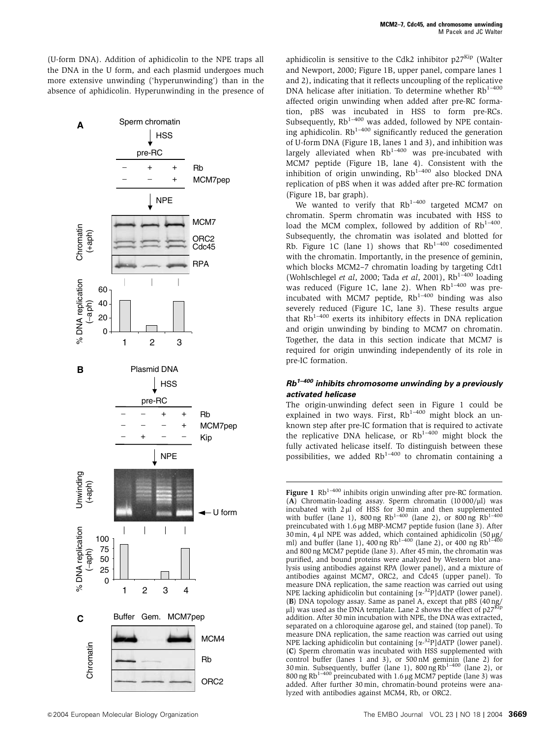(U-form DNA). Addition of aphidicolin to the NPE traps all the DNA in the U form, and each plasmid undergoes much more extensive unwinding ('hyperunwinding') than in the absence of aphidicolin. Hyperunwinding in the presence of aphidicolin is sensitive to the Cdk2 inhibitor p27[Kip] (Walter and Newport, 2000; Figure 1B, upper panel, compare lanes 1 and 2), indicating that it reflects uncoupling of the replicative DNA helicase after initiation. To determine whether $Rb^{1-400}$ affected origin unwinding when added after pre-RC formation, pBS was incubated in HSS to form pre-RCs. Subsequently, $Rb^{1-400}$ was added, followed by NPE containing aphidicolin. $Rb^{1-400}$ significantly reduced the generation of U-form DNA (Figure 1B, lanes 1 and 3), and inhibition was largely alleviated when $Rb^{1-400}$ was pre-incubated with MCM7 peptide (Figure 1B, lane 4). Consistent with the inhibition of origin unwinding, $Rb^{1-400}$ also blocked DNA replication of pBS when it was added after pre-RC formation (Figure 1B, bar graph).

We wanted to verify that $Rb^{1-400}$ targeted MCM7 on chromatin. Sperm chromatin was incubated with HSS to load the MCM complex, followed by addition of $Rb^{1-400}$. Subsequently, the chromatin was isolated and blotted for Rb. Figure 1C (lane 1) shows that $Rb^{1-400}$ cosedimented with the chromatin. Importantly, in the presence of geminin, which blocks MCM2–7 chromatin loading by targeting Cdt1 (Wohlschlegel *et al*, 2000; Tada *et al*, 2001), $Rb^{1-400}$ loading was reduced (Figure 1C, lane 2). When $Rb^{1-400}$ was pre-incubated with MCM7 peptide, $Rb^{1-400}$ binding was also severely reduced (Figure 1C, lane 3). These results argue that $Rb^{1-400}$ exerts its inhibitory effects in DNA replication and origin unwinding by binding to MCM7 on chromatin. Together, the data in this section indicate that MCM7 is required for origin unwinding independently of its role in pre-IC formation.

### $Rb^{1-400}$ inhibits chromosome unwinding by a previously activated helicase

The origin-unwinding defect seen in Figure 1 could be explained in two ways. First, $Rb^{1-400}$ might block an unknown step after pre-IC formation that is required to activate the replicative DNA helicase, or $Rb^{1-400}$ might block the fully activated helicase itself. To distinguish between these possibilities, we added $Rb^{1-400}$ to chromatin containing a

**Figure 1** $Rb^{1-400}$ inhibits origin unwinding after pre-RC formation. (**A**) Chromatin-loading assay. Sperm chromatin (10 000/μl) was incubated with 2 μl of HSS for 30 min and then supplemented with buffer (lane 1), 800 ng $Rb^{1-400}$ (lane 2), or 800 ng $Rb^{1-400}$ preincubated with 1.6 μg MBP-MCM7 peptide fusion (lane 3). After 30 min, 4 μl NPE was added, which contained aphidicolin (50 μg/ml) and buffer (lane 1), 400 ng $Rb^{1-400}$ (lane 2), or 400 ng $Rb^{1-400}$ and 800 ng MCM7 peptide (lane 3). After 45 min, the chromatin was purified, and bound proteins were analyzed by Western blot analysis using antibodies against RPA (lower panel), and a mixture of antibodies against MCM7, ORC2, and Cdc45 (upper panel). To measure DNA replication, the same reaction was carried out using NPE lacking aphidicolin but containing [$\alpha$-$^{32}$P]dATP (lower panel). (**B**) DNA topology assay. Same as panel A, except that pBS (40 ng/μl) was used as the DNA template. Lane 2 shows the effect of p27[Kip] addition. After 30 min incubation with NPE, the DNA was extracted, separated on a chloroquine agarose gel, and stained (top panel). To measure DNA replication, the same reaction was carried out using NPE lacking aphidicolin but containing [$\alpha$-$^{32}$P]dATP (lower panel). (**C**) Sperm chromatin was incubated with HSS supplemented with control buffer (lanes 1 and 3), or 500 nM geminin (lane 2) for 30 min. Subsequently, buffer (lane 1), 800 ng $Rb^{1-400}$ (lane 2), or 800 ng $Rb^{1-400}$ preincubated with 1.6 μg MCM7 peptide (lane 3) was added. After further 30 min, chromatin-bound proteins were analyzed with antibodies against MCM4, Rb, or ORC2.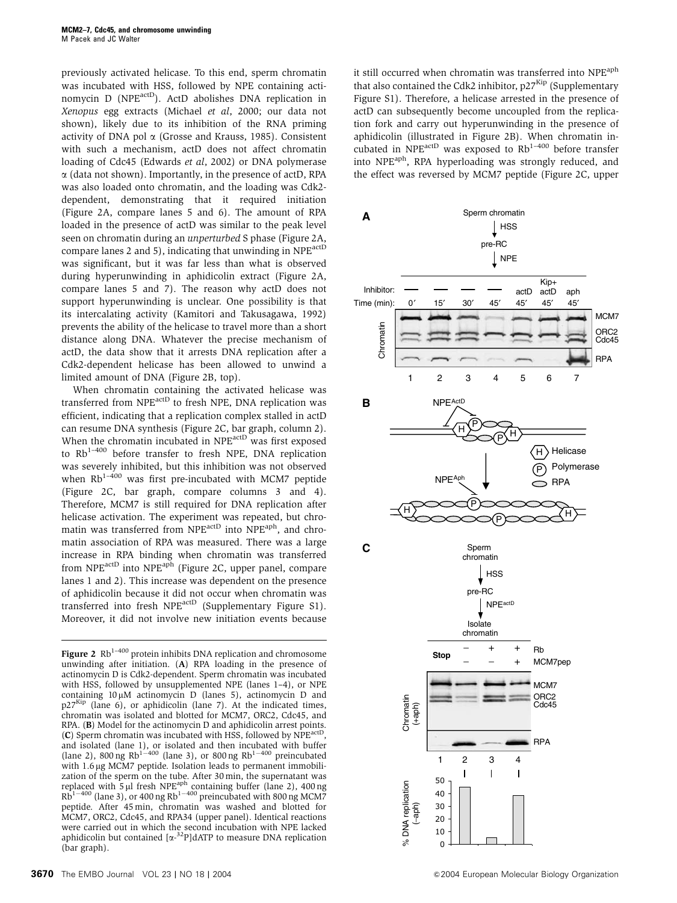previously activated helicase. To this end, sperm chromatin was incubated with HSS, followed by NPE containing actinomycin D ($NPE^{actD}$). ActD abolishes DNA replication in *Xenopus* egg extracts (Michael *et al*, 2000; our data not shown), likely due to its inhibition of the RNA priming activity of DNA pol α (Grosse and Krauss, 1985). Consistent with such a mechanism, actD does not affect chromatin loading of Cdc45 (Edwards *et al*, 2002) or DNA polymerase α (data not shown). Importantly, in the presence of actD, RPA was also loaded onto chromatin, and the loading was Cdk2-dependent, demonstrating that it required initiation (Figure 2A, compare lanes 5 and 6). The amount of RPA loaded in the presence of actD was similar to the peak level seen on chromatin during an *unperturbed* S phase (Figure 2A, compare lanes 2 and 5), indicating that unwinding in $NPE^{actD}$ was significant, but it was far less than what is observed during hyperunwinding in aphidicolin extract (Figure 2A, compare lanes 5 and 7). The reason why actD does not support hyperunwinding is unclear. One possibility is that its intercalating activity (Kamitori and Takusagawa, 1992) prevents the ability of the helicase to travel more than a short distance along DNA. Whatever the precise mechanism of actD, the data show that it arrests DNA replication after a Cdk2-dependent helicase has been allowed to unwind a limited amount of DNA (Figure 2B, top).

When chromatin containing the activated helicase was transferred from $NPE^{actD}$ to fresh NPE, DNA replication was efficient, indicating that a replication complex stalled in actD can resume DNA synthesis (Figure 2C, bar graph, column 2). When the chromatin incubated in $NPE^{actD}$ was first exposed to $Rb^{1-400}$ before transfer to fresh NPE, DNA replication was severely inhibited, but this inhibition was not observed when $Rb^{1-400}$ was first pre-incubated with MCM7 peptide (Figure 2C, bar graph, compare columns 3 and 4). Therefore, MCM7 is still required for DNA replication after helicase activation. The experiment was repeated, but chromatin was transferred from $NPE^{actD}$ into $NPE^{aph}$, and chromatin association of RPA was measured. There was a large increase in RPA binding when chromatin was transferred from $NPE^{actD}$ into $NPE^{aph}$ (Figure 2C, upper panel, compare lanes 1 and 2). This increase was dependent on the presence of aphidicolin because it did not occur when chromatin was transferred into fresh $NPE^{actD}$ (Supplementary Figure S1). Moreover, it did not involve new initiation events because it still occurred when chromatin was transferred into $NPE^{aph}$ that also contained the Cdk2 inhibitor, $p27^{Kip}$ (Supplementary Figure S1). Therefore, a helicase arrested in the presence of actD can subsequently become uncoupled from the replication fork and carry out hyperunwinding in the presence of aphidicolin (illustrated in Figure 2B). When chromatin incubated in $NPE^{actD}$ was exposed to $Rb^{1-400}$ before transfer into $NPE^{aph}$, RPA hyperloading was strongly reduced, and the effect was reversed by MCM7 peptide (Figure 2C, upper

**Figure 2** $Rb^{1-400}$ protein inhibits DNA replication and chromosome unwinding after initiation. (**A**) RPA loading in the presence of actinomycin D is Cdk2-dependent. Sperm chromatin was incubated with HSS, followed by unsupplemented NPE (lanes 1–4), or NPE containing 10 μM actinomycin D (lanes 5), actinomycin D and $p27^{Kip}$ (lane 6), or aphidicolin (lane 7). At the indicated times, chromatin was isolated and blotted for MCM7, ORC2, Cdc45, and RPA. (**B**) Model for the actinomycin D and aphidicolin arrest points. (**C**) Sperm chromatin was incubated with HSS, followed by $NPE^{actD}$, and isolated (lane 1), or isolated and then incubated with buffer (lane 2), 800 ng $Rb^{1-400}$ (lane 3), or 800 ng $Rb^{1-400}$ preincubated with 1.6 μg MCM7 peptide. Isolation leads to permanent immobilization of the sperm on the tube. After 30 min, the supernatant was replaced with 5 μl fresh $NPE^{aph}$ containing buffer (lane 2), 400 ng $Rb^{1-400}$ (lane 3), or 400 ng $Rb^{1-400}$ preincubated with 800 ng MCM7 peptide. After 45 min, chromatin was washed and blotted for MCM7, ORC2, Cdc45, and RPA34 (upper panel). Identical reactions were carried out in which the second incubation with NPE lacked aphidicolin but contained [α-$^{32}$P]dATP to measure DNA replication (bar graph).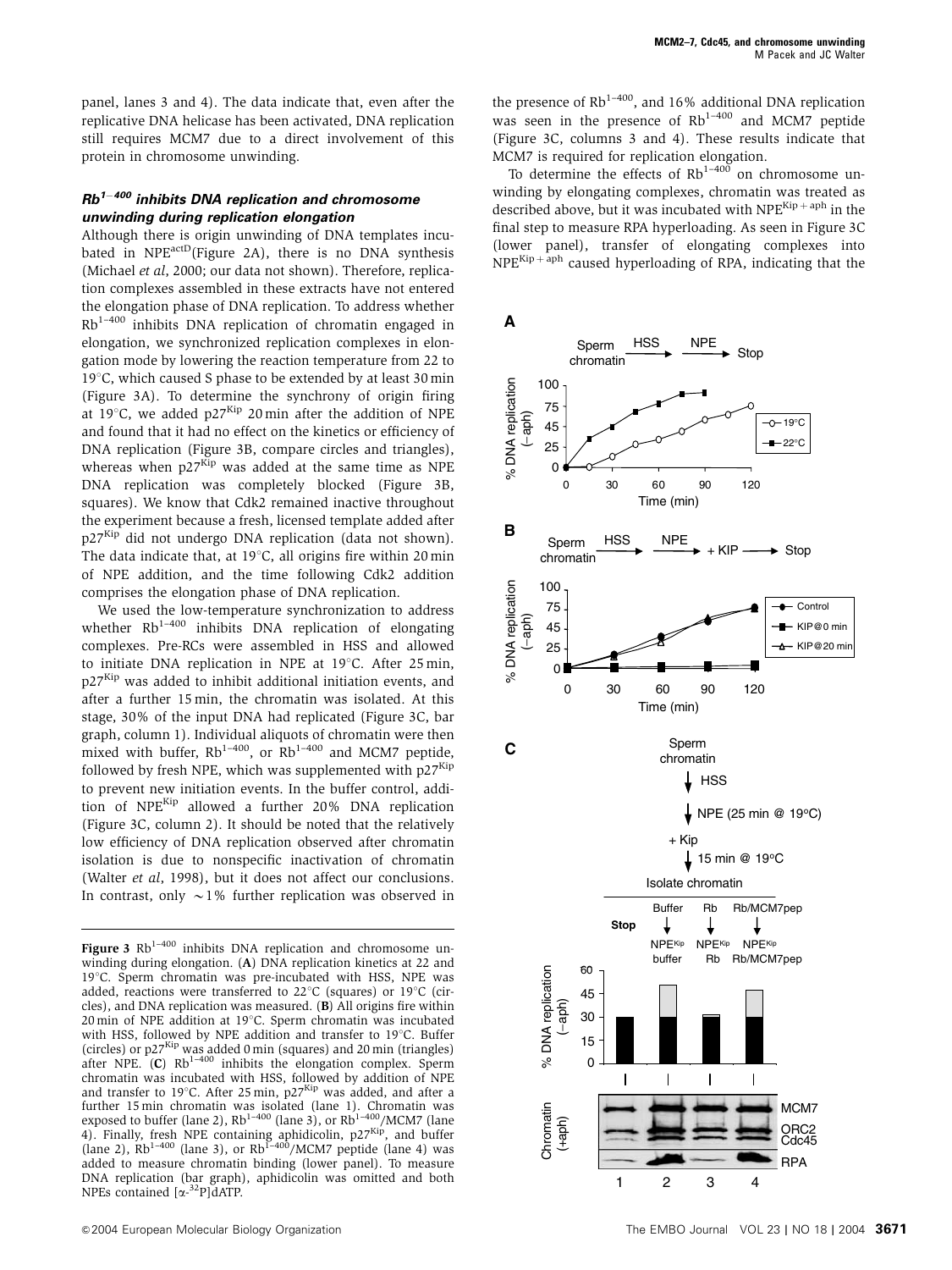panel, lanes 3 and 4). The data indicate that, even after the replicative DNA helicase has been activated, DNA replication still requires MCM7 due to a direct involvement of this protein in chromosome unwinding.

### $Rb^{1-400}$ inhibits DNA replication and chromosome unwinding during replication elongation

Although there is origin unwinding of DNA templates incubated in $NPE^{actD}$(Figure 2A), there is no DNA synthesis (Michael *et al*, 2000; our data not shown). Therefore, replication complexes assembled in these extracts have not entered the elongation phase of DNA replication. To address whether $Rb^{1-400}$ inhibits DNA replication of chromatin engaged in elongation, we synchronized replication complexes in elongation mode by lowering the reaction temperature from 22 to 19°C, which caused S phase to be extended by at least 30 min (Figure 3A). To determine the synchrony of origin firing at 19°C, we added $p27^{Kip}$ 20 min after the addition of NPE and found that it had no effect on the kinetics or efficiency of DNA replication (Figure 3B, compare circles and triangles), whereas when $p27^{Kip}$ was added at the same time as NPE DNA replication was completely blocked (Figure 3B, squares). We know that Cdk2 remained inactive throughout the experiment because a fresh, licensed template added after $p27^{Kip}$ did not undergo DNA replication (data not shown). The data indicate that, at 19°C, all origins fire within 20 min of NPE addition, and the time following Cdk2 addition comprises the elongation phase of DNA replication.

We used the low-temperature synchronization to address whether $Rb^{1-400}$ inhibits DNA replication of elongating complexes. Pre-RCs were assembled in HSS and allowed to initiate DNA replication in NPE at 19°C. After 25 min, $p27^{Kip}$ was added to inhibit additional initiation events, and after a further 15 min, the chromatin was isolated. At this stage, 30% of the input DNA had replicated (Figure 3C, bar graph, column 1). Individual aliquots of chromatin were then mixed with buffer, $Rb^{1-400}$, or $Rb^{1-400}$ and MCM7 peptide, followed by fresh NPE, which was supplemented with $p27^{Kip}$ to prevent new initiation events. In the buffer control, addition of $NPE^{Kip}$ allowed a further 20% DNA replication (Figure 3C, column 2). It should be noted that the relatively low efficiency of DNA replication observed after chromatin isolation is due to nonspecific inactivation of chromatin (Walter *et al*, 1998), but it does not affect our conclusions. In contrast, only ~1% further replication was observed in the presence of $Rb^{1-400}$, and 16% additional DNA replication was seen in the presence of $Rb^{1-400}$ and MCM7 peptide (Figure 3C, columns 3 and 4). These results indicate that MCM7 is required for replication elongation.

To determine the effects of $Rb^{1-400}$ on chromosome unwinding by elongating complexes, chromatin was treated as described above, but it was incubated with $NPE^{Kip+aph}$ in the final step to measure RPA hyperloading. As seen in Figure 3C (lower panel), transfer of elongating complexes into $NPE^{Kip+aph}$ caused hyperloading of RPA, indicating that the

**Figure 3** $Rb^{1-400}$ inhibits DNA replication and chromosome unwinding during elongation. (**A**) DNA replication kinetics at 22 and 19°C. Sperm chromatin was pre-incubated with HSS, NPE was added, reactions were transferred to 22°C (squares) or 19°C (circles), and DNA replication was measured. (**B**) All origins fire within 20 min of NPE addition at 19°C. Sperm chromatin was incubated with HSS, followed by NPE addition and transfer to 19°C. Buffer (circles) or $p27^{Kip}$ was added 0 min (squares) and 20 min (triangles) after NPE. (**C**) $Rb^{1-400}$ inhibits the elongation complex. Sperm chromatin was incubated with HSS, followed by addition of NPE and transfer to 19°C. After 25 min, $p27^{Kip}$ was added, and after a further 15 min chromatin was isolated (lane 1). Chromatin was exposed to buffer (lane 2), $Rb^{1-400}$ (lane 3), or $Rb^{1-400}$/MCM7 (lane 4). Finally, fresh NPE containing aphidicolin, $p27^{Kip}$, and buffer (lane 2), $Rb^{1-400}$ (lane 3), or $Rb^{1-400}$/MCM7 peptide (lane 4) was added to measure chromatin binding (lower panel). To measure DNA replication (bar graph), aphidicolin was omitted and both NPEs contained [$\alpha$-$^{32}$P]dATP.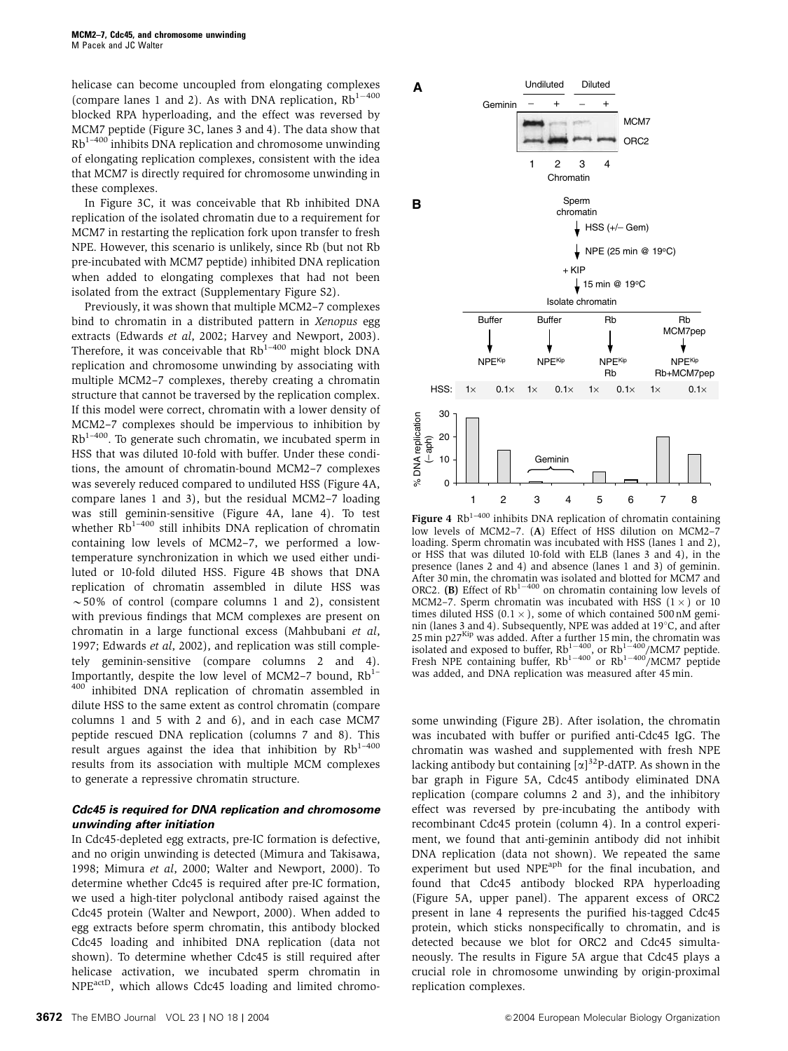helicase can become uncoupled from elongating complexes (compare lanes 1 and 2). As with DNA replication, $Rb^{1-400}$ blocked RPA hyperloading, and the effect was reversed by MCM7 peptide (Figure 3C, lanes 3 and 4). The data show that $Rb^{1-400}$ inhibits DNA replication and chromosome unwinding of elongating replication complexes, consistent with the idea that MCM7 is directly required for chromosome unwinding in these complexes.

In Figure 3C, it was conceivable that Rb inhibited DNA replication of the isolated chromatin due to a requirement for MCM7 in restarting the replication fork upon transfer to fresh NPE. However, this scenario is unlikely, since Rb (but not Rb pre-incubated with MCM7 peptide) inhibited DNA replication when added to elongating complexes that had not been isolated from the extract (Supplementary Figure S2).

Previously, it was shown that multiple MCM2–7 complexes bind to chromatin in a distributed pattern in *Xenopus* egg extracts (Edwards *et al*, 2002; Harvey and Newport, 2003). Therefore, it was conceivable that $Rb^{1-400}$ might block DNA replication and chromosome unwinding by associating with multiple MCM2–7 complexes, thereby creating a chromatin structure that cannot be traversed by the replication complex. If this model were correct, chromatin with a lower density of MCM2–7 complexes should be impervious to inhibition by $Rb^{1-400}$. To generate such chromatin, we incubated sperm in HSS that was diluted 10-fold with buffer. Under these conditions, the amount of chromatin-bound MCM2–7 complexes was severely reduced compared to undiluted HSS (Figure 4A, compare lanes 1 and 3), but the residual MCM2–7 loading was still geminin-sensitive (Figure 4A, lane 4). To test whether $Rb^{1-400}$ still inhibits DNA replication of chromatin containing low levels of MCM2–7, we performed a low-temperature synchronization in which we used either undiluted or 10-fold diluted HSS. Figure 4B shows that DNA replication of chromatin assembled in dilute HSS was ~50% of control (compare columns 1 and 2), consistent with previous findings that MCM complexes are present on chromatin in a large functional excess (Mahbubani *et al*, 1997; Edwards *et al*, 2002), and replication was still completely geminin-sensitive (compare columns 2 and 4). Importantly, despite the low level of MCM2–7 bound, $Rb^{1-400}$ inhibited DNA replication of chromatin assembled in dilute HSS to the same extent as control chromatin (compare columns 1 and 5 with 2 and 6), and in each case MCM7 peptide rescued DNA replication (columns 7 and 8). This result argues against the idea that inhibition by $Rb^{1-400}$ results from its association with multiple MCM complexes to generate a repressive chromatin structure.

**Figure 4** $Rb^{1-400}$ inhibits DNA replication of chromatin containing low levels of MCM2–7. (**A**) Effect of HSS dilution on MCM2–7 loading. Sperm chromatin was incubated with HSS (lanes 1 and 2), or HSS that was diluted 10-fold with ELB (lanes 3 and 4), in the presence (lanes 2 and 4) and absence (lanes 1 and 3) of geminin. After 30 min, the chromatin was isolated and blotted for MCM7 and ORC2. (**B**) Effect of $Rb^{1-400}$ on chromatin containing low levels of MCM2–7. Sperm chromatin was incubated with HSS (1×) or 10 times diluted HSS (0.1×), some of which contained 500 nM geminin (lanes 3 and 4). Subsequently, NPE was added at 19°C, and after 25 min $p27^{Kip}$ was added. After a further 15 min, the chromatin was isolated and exposed to buffer, $Rb^{1-400}$, or $Rb^{1-400}$/MCM7 peptide. Fresh NPE containing buffer, $Rb^{1-400}$ or $Rb^{1-400}$/MCM7 peptide was added, and DNA replication was measured after 45 min.

### *Cdc45 is required for DNA replication and chromosome unwinding after initiation*

In Cdc45-depleted egg extracts, pre-IC formation is defective, and no origin unwinding is detected (Mimura and Takisawa, 1998; Mimura *et al*, 2000; Walter and Newport, 2000). To determine whether Cdc45 is required after pre-IC formation, we used a high-titer polyclonal antibody raised against the Cdc45 protein (Walter and Newport, 2000). When added to egg extracts before sperm chromatin, this antibody blocked Cdc45 loading and inhibited DNA replication (data not shown). To determine whether Cdc45 is still required after helicase activation, we incubated sperm chromatin in $NPE^{actD}$, which allows Cdc45 loading and limited chromosome unwinding (Figure 2B). After isolation, the chromatin was incubated with buffer or purified anti-Cdc45 IgG. The chromatin was washed and supplemented with fresh NPE lacking antibody but containing $[\alpha]^{32}$P-dATP. As shown in the bar graph in Figure 5A, Cdc45 antibody eliminated DNA replication (compare columns 2 and 3), and the inhibitory effect was reversed by pre-incubating the antibody with recombinant Cdc45 protein (column 4). In a control experiment, we found that anti-geminin antibody did not inhibit DNA replication (data not shown). We repeated the same experiment but used $NPE^{aph}$ for the final incubation, and found that Cdc45 antibody blocked RPA hyperloading (Figure 5A, upper panel). The apparent excess of ORC2 present in lane 4 represents the purified his-tagged Cdc45 protein, which sticks nonspecifically to chromatin, and is detected because we blot for ORC2 and Cdc45 simultaneously. The results in Figure 5A argue that Cdc45 plays a crucial role in chromosome unwinding by origin-proximal replication complexes.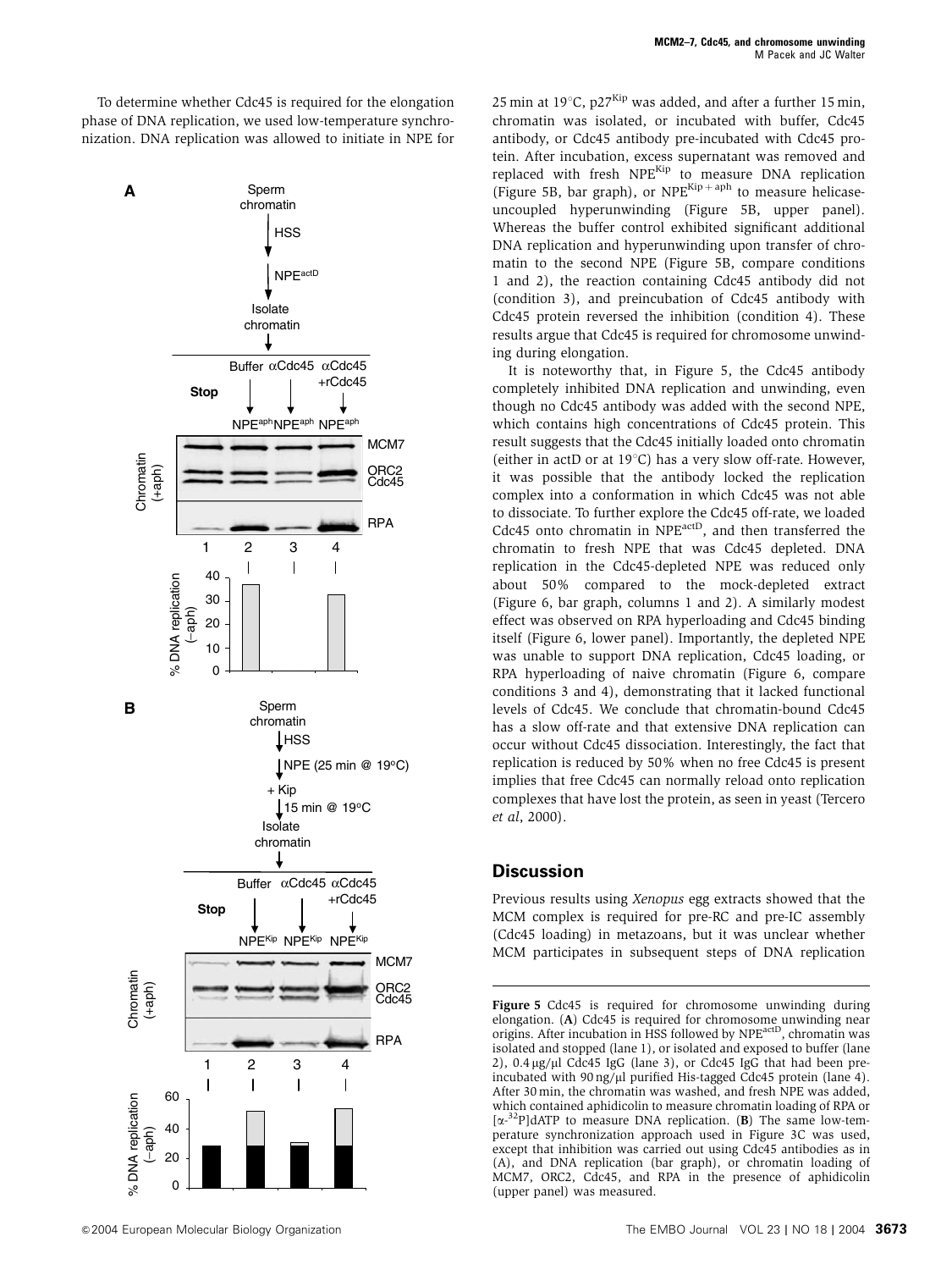To determine whether Cdc45 is required for the elongation phase of DNA replication, we used low-temperature synchronization. DNA replication was allowed to initiate in NPE for 25 min at 19°C, $p27^{Kip}$ was added, and after a further 15 min, chromatin was isolated, or incubated with buffer, Cdc45 antibody, or Cdc45 antibody pre-incubated with Cdc45 protein. After incubation, excess supernatant was removed and replaced with fresh $NPE^{Kip}$ to measure DNA replication (Figure 5B, bar graph), or $NPE^{Kip+aph}$ to measure helicase-uncoupled hyperunwinding (Figure 5B, upper panel). Whereas the buffer control exhibited significant additional DNA replication and hyperunwinding upon transfer of chromatin to the second NPE (Figure 5B, compare conditions 1 and 2), the reaction containing Cdc45 antibody did not (condition 3), and preincubation of Cdc45 antibody with Cdc45 protein reversed the inhibition (condition 4). These results argue that Cdc45 is required for chromosome unwinding during elongation.

It is noteworthy that, in Figure 5, the Cdc45 antibody completely inhibited DNA replication and unwinding, even though no Cdc45 antibody was added with the second NPE, which contains high concentrations of Cdc45 protein. This result suggests that the Cdc45 initially loaded onto chromatin (either in actD or at 19°C) has a very slow off-rate. However, it was possible that the antibody locked the replication complex into a conformation in which Cdc45 was not able to dissociate. To further explore the Cdc45 off-rate, we loaded Cdc45 onto chromatin in $NPE^{actD}$, and then transferred the chromatin to fresh NPE that was Cdc45 depleted. DNA replication in the Cdc45-depleted NPE was reduced only about 50% compared to the mock-depleted extract (Figure 6, bar graph, columns 1 and 2). A similarly modest effect was observed on RPA hyperloading and Cdc45 binding itself (Figure 6, lower panel). Importantly, the depleted NPE was unable to support DNA replication, Cdc45 loading, or RPA hyperloading of naive chromatin (Figure 6, compare conditions 3 and 4), demonstrating that it lacked functional levels of Cdc45. We conclude that chromatin-bound Cdc45 has a slow off-rate and that extensive DNA replication can occur without Cdc45 dissociation. Interestingly, the fact that replication is reduced by 50% when no free Cdc45 is present implies that free Cdc45 can normally reload onto replication complexes that have lost the protein, as seen in yeast (Tercero *et al*, 2000).

**Figure 5** Cdc45 is required for chromosome unwinding during elongation. (**A**) Cdc45 is required for chromosome unwinding near origins. After incubation in HSS followed by $NPE^{actD}$, chromatin was isolated and stopped (lane 1), or isolated and exposed to buffer (lane 2), 0.4 μg/μl Cdc45 IgG (lane 3), or Cdc45 IgG that had been pre-incubated with 90 ng/μl purified His-tagged Cdc45 protein (lane 4). After 30 min, the chromatin was washed, and fresh NPE was added, which contained aphidicolin to measure chromatin loading of RPA or [$\alpha$-$^{32}$P]dATP to measure DNA replication. (**B**) The same low-temperature synchronization approach used in Figure 3C was used, except that inhibition was carried out using Cdc45 antibodies as in (A), and DNA replication (bar graph), or chromatin loading of MCM7, ORC2, Cdc45, and RPA in the presence of aphidicolin (upper panel) was measured.

## Discussion

Previous results using *Xenopus* egg extracts showed that the MCM complex is required for pre-RC and pre-IC assembly (Cdc45 loading) in metazoans, but it was unclear whether MCM participates in subsequent steps of DNA replication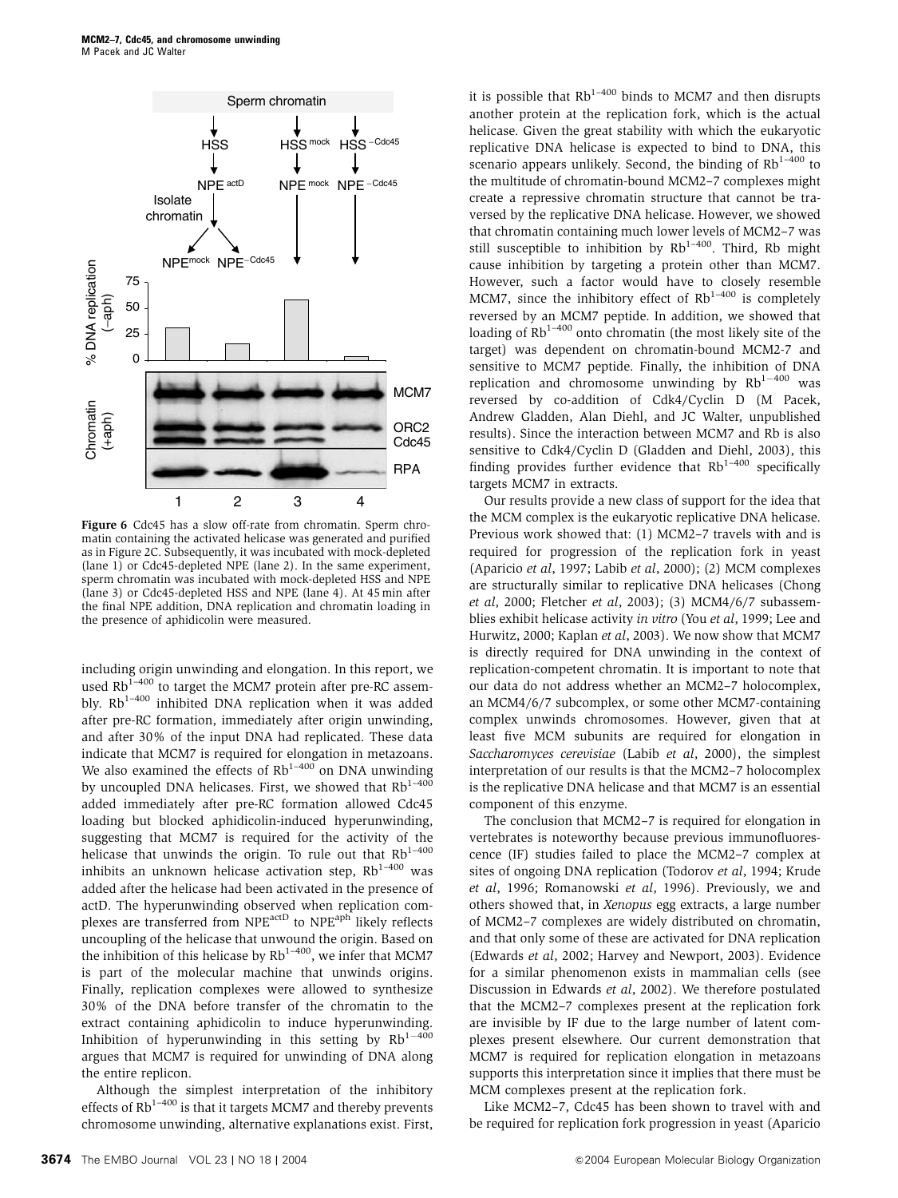**Figure 6** Cdc45 has a slow off-rate from chromatin. Sperm chromatin containing the activated helicase was generated and purified as in Figure 2C. Subsequently, it was incubated with mock-depleted (lane 1) or Cdc45-depleted NPE (lane 2). In the same experiment, sperm chromatin was incubated with mock-depleted HSS and NPE (lane 3) or Cdc45-depleted HSS and NPE (lane 4). At 45 min after the final NPE addition, DNA replication and chromatin loading in the presence of aphidicolin were measured.

including origin unwinding and elongation. In this report, we used $Rb^{1-400}$ to target the MCM7 protein after pre-RC assembly. $Rb^{1-400}$ inhibited DNA replication when it was added after pre-RC formation, immediately after origin unwinding, and after 30% of the input DNA had replicated. These data indicate that MCM7 is required for elongation in metazoans. We also examined the effects of $Rb^{1-400}$ on DNA unwinding by uncoupled DNA helicases. First, we showed that $Rb^{1-400}$ added immediately after pre-RC formation allowed Cdc45 loading but blocked aphidicolin-induced hyperunwinding, suggesting that MCM7 is required for the activity of the helicase that unwinds the origin. To rule out that $Rb^{1-400}$ inhibits an unknown helicase activation step, $Rb^{1-400}$ was added after the helicase had been activated in the presence of actD. The hyperunwinding observed when replication complexes are transferred from $NPE^{actD}$ to $NPE^{aph}$ likely reflects uncoupling of the helicase that unwound the origin. Based on the inhibition of this helicase by $Rb^{1-400}$, we infer that MCM7 is part of the molecular machine that unwinds origins. Finally, replication complexes were allowed to synthesize 30% of the DNA before transfer of the chromatin to the extract containing aphidicolin to induce hyperunwinding. Inhibition of hyperunwinding in this setting by $Rb^{1-400}$ argues that MCM7 is required for unwinding of DNA along the entire replicon.

Although the simplest interpretation of the inhibitory effects of $Rb^{1-400}$ is that it targets MCM7 and thereby prevents chromosome unwinding, alternative explanations exist. First, it is possible that $Rb^{1-400}$ binds to MCM7 and then disrupts another protein at the replication fork, which is the actual helicase. Given the great stability with which the eukaryotic replicative DNA helicase is expected to bind to DNA, this scenario appears unlikely. Second, the binding of $Rb^{1-400}$ to the multitude of chromatin-bound MCM2–7 complexes might create a repressive chromatin structure that cannot be traversed by the replicative DNA helicase. However, we showed that chromatin containing much lower levels of MCM2–7 was still susceptible to inhibition by $Rb^{1-400}$. Third, Rb might cause inhibition by targeting a protein other than MCM7. However, such a factor would have to closely resemble MCM7, since the inhibitory effect of $Rb^{1-400}$ is completely reversed by an MCM7 peptide. In addition, we showed that loading of $Rb^{1-400}$ onto chromatin (the most likely site of the target) was dependent on chromatin-bound MCM2-7 and sensitive to MCM7 peptide. Finally, the inhibition of DNA replication and chromosome unwinding by $Rb^{1-400}$ was reversed by co-addition of Cdk4/Cyclin D (M Pacek, Andrew Gladden, Alan Diehl, and JC Walter, unpublished results). Since the interaction between MCM7 and Rb is also sensitive to Cdk4/Cyclin D (Gladden and Diehl, 2003), this finding provides further evidence that $Rb^{1-400}$ specifically targets MCM7 in extracts.

Our results provide a new class of support for the idea that the MCM complex is the eukaryotic replicative DNA helicase. Previous work showed that: (1) MCM2–7 travels with and is required for progression of the replication fork in yeast (Aparicio *et al*, 1997; Labib *et al*, 2000); (2) MCM complexes are structurally similar to replicative DNA helicases (Chong *et al*, 2000; Fletcher *et al*, 2003); (3) MCM4/6/7 subassemblies exhibit helicase activity *in vitro* (You *et al*, 1999; Lee and Hurwitz, 2000; Kaplan *et al*, 2003). We now show that MCM7 is directly required for DNA unwinding in the context of replication-competent chromatin. It is important to note that our data do not address whether an MCM2–7 holocomplex, an MCM4/6/7 subcomplex, or some other MCM7-containing complex unwinds chromosomes. However, given that at least five MCM subunits are required for elongation in *Saccharomyces cerevisiae* (Labib *et al*, 2000), the simplest interpretation of our results is that the MCM2–7 holocomplex is the replicative DNA helicase and that MCM7 is an essential component of this enzyme.

The conclusion that MCM2–7 is required for elongation in vertebrates is noteworthy because previous immunofluorescence (IF) studies failed to place the MCM2–7 complex at sites of ongoing DNA replication (Todorov *et al*, 1994; Krude *et al*, 1996; Romanowski *et al*, 1996). Previously, we and others showed that, in *Xenopus* egg extracts, a large number of MCM2–7 complexes are widely distributed on chromatin, and that only some of these are activated for DNA replication (Edwards *et al*, 2002; Harvey and Newport, 2003). Evidence for a similar phenomenon exists in mammalian cells (see Discussion in Edwards *et al*, 2002). We therefore postulated that the MCM2–7 complexes present at the replication fork are invisible by IF due to the large number of latent complexes present elsewhere. Our current demonstration that MCM7 is required for replication elongation in metazoans supports this interpretation since it implies that there must be MCM complexes present at the replication fork.

Like MCM2–7, Cdc45 has been shown to travel with and be required for replication fork progression in yeast (Aparicio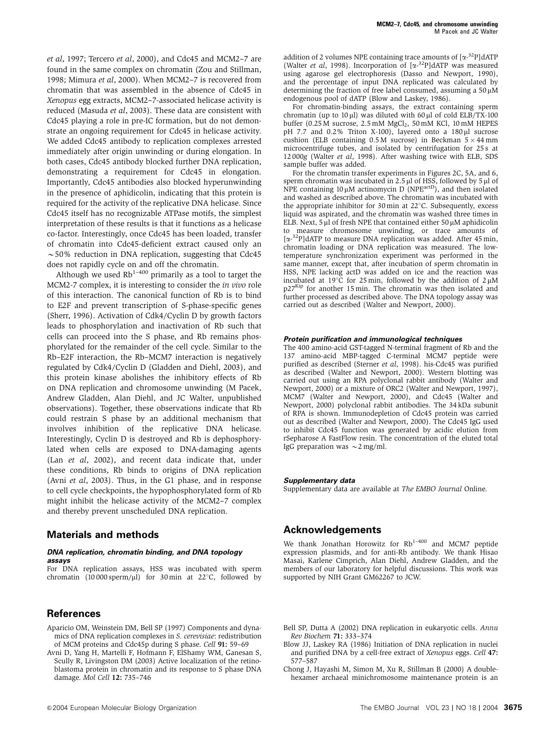*et al*, 1997; Tercero *et al*, 2000), and Cdc45 and MCM2–7 are found in the same complex on chromatin (Zou and Stillman, 1998; Mimura *et al*, 2000). When MCM2–7 is recovered from chromatin that was assembled in the absence of Cdc45 in *Xenopus* egg extracts, MCM2–7-associated helicase activity is reduced (Masuda *et al*, 2003). These data are consistent with Cdc45 playing a role in pre-IC formation, but do not demonstrate an ongoing requirement for Cdc45 in helicase activity. We added Cdc45 antibody to replication complexes arrested immediately after origin unwinding or during elongation. In both cases, Cdc45 antibody blocked further DNA replication, demonstrating a requirement for Cdc45 in elongation. Importantly, Cdc45 antibodies also blocked hyperunwinding in the presence of aphidicolin, indicating that this protein is required for the activity of the replicative DNA helicase. Since Cdc45 itself has no recognizable ATPase motifs, the simplest interpretation of these results is that it functions as a helicase co-factor. Interestingly, once Cdc45 has been loaded, transfer of chromatin into Cdc45-deficient extract caused only an ~50% reduction in DNA replication, suggesting that Cdc45 does not rapidly cycle on and off the chromatin.

Although we used $Rb^{1-400}$ primarily as a tool to target the MCM2-7 complex, it is interesting to consider the *in vivo* role of this interaction. The canonical function of Rb is to bind to E2F and prevent transcription of S-phase-specific genes (Sherr, 1996). Activation of Cdk4/Cyclin D by growth factors leads to phosphorylation and inactivation of Rb such that cells can proceed into the S phase, and Rb remains phosphorylated for the remainder of the cell cycle. Similar to the Rb–E2F interaction, the Rb–MCM7 interaction is negatively regulated by Cdk4/Cyclin D (Gladden and Diehl, 2003), and this protein kinase abolishes the inhibitory effects of Rb on DNA replication and chromosome unwinding (M Pacek, Andrew Gladden, Alan Diehl, and JC Walter, unpublished observations). Together, these observations indicate that Rb could restrain S phase by an additional mechanism that involves inhibition of the replicative DNA helicase. Interestingly, Cyclin D is destroyed and Rb is dephosphorylated when cells are exposed to DNA-damaging agents (Lan *et al*, 2002), and recent data indicate that, under these conditions, Rb binds to origins of DNA replication (Avni *et al*, 2003). Thus, in the G1 phase, and in response to cell cycle checkpoints, the hypophosphorylated form of Rb might inhibit the helicase activity of the MCM2–7 complex and thereby prevent unscheduled DNA replication.

## Materials and methods

### DNA replication, chromatin binding, and DNA topology assays

For DNA replication assays, HSS was incubated with sperm chromatin (10 000 sperm/μl) for 30 min at 22°C, followed by addition of 2 volumes NPE containing trace amounts of [α-$^{32}$P]dATP (Walter *et al*, 1998). Incorporation of [α-$^{32}$P]dATP was measured using agarose gel electrophoresis (Dasso and Newport, 1990), and the percentage of input DNA replicated was calculated by determining the fraction of free label consumed, assuming a 50 μM endogenous pool of dATP (Blow and Laskey, 1986).

For chromatin-binding assays, the extract containing sperm chromatin (up to 10 μl) was diluted with 60 μl of cold ELB/TX-100 buffer (0.25 M sucrose, 2.5 mM $MgCl_2$, 50 mM KCl, 10 mM HEPES pH 7.7 and 0.2% Triton X-100), layered onto a 180 μl sucrose cushion (ELB containing 0.5 M sucrose) in Beckman 5 × 44 mm microcentrifuge tubes, and isolated by centrifugation for 25 s at 12 000*g* (Walter *et al*, 1998). After washing twice with ELB, SDS sample buffer was added.

For the chromatin transfer experiments in Figures 2C, 5A, and 6, sperm chromatin was incubated in 2.5 μl of HSS, followed by 5 μl of NPE containing 10 μM actinomycin D ($NPE^{actD}$), and then isolated and washed as described above. The chromatin was incubated with the appropriate inhibitor for 30 min at 22°C. Subsequently, excess liquid was aspirated, and the chromatin was washed three times in ELB. Next, 5 μl of fresh NPE that contained either 50 μM aphidicolin to measure chromosome unwinding, or trace amounts of [α-$^{32}$P]dATP to measure DNA replication was added. After 45 min, chromatin loading or DNA replication was measured. The low-temperature synchronization experiment was performed in the same manner, except that, after incubation of sperm chromatin in HSS, NPE lacking actD was added on ice and the reaction was incubated at 19°C for 25 min, followed by the addition of 2 μM $p27^{Kip}$ for another 15 min. The chromatin was then isolated and further processed as described above. The DNA topology assay was carried out as described (Walter and Newport, 2000).

### Protein purification and immunological techniques

The 400 amino-acid GST-tagged N-terminal fragment of Rb and the 137 amino-acid MBP-tagged C-terminal MCM7 peptide were purified as described (Sterner *et al*, 1998). his-Cdc45 was purified as described (Walter and Newport, 2000). Western blotting was carried out using an RPA polyclonal rabbit antibody (Walter and Newport, 2000) or a mixture of ORC2 (Walter and Newport, 1997), MCM7 (Walter and Newport, 2000), and Cdc45 (Walter and Newport, 2000) polyclonal rabbit antibodies. The 34 kDa subunit of RPA is shown. Immunodepletion of Cdc45 protein was carried out as described (Walter and Newport, 2000). The Cdc45 IgG used to inhibit Cdc45 function was generated by acidic elution from rSepharose A FastFlow resin. The concentration of the eluted total IgG preparation was ~2 mg/ml.

### Supplementary data

Supplementary data are available at *The EMBO Journal* Online.

## Acknowledgements

We thank Jonathan Horowitz for $Rb^{1-400}$ and MCM7 peptide expression plasmids, and for anti-Rb antibody. We thank Hisao Masai, Karlene Cimprich, Alan Diehl, Andrew Gladden, and the members of our laboratory for helpful discussions. This work was supported by NIH Grant GM62267 to JCW.

## References

Aparicio OM, Weinstein DM, Bell SP (1997) Components and dynamics of DNA replication complexes in *S. cerevisiae*: redistribution of MCM proteins and Cdc45p during S phase. *Cell* **91:** 59–69

Avni D, Yang H, Martelli F, Hofmann F, ElShamy WM, Ganesan S, Scully R, Livingston DM (2003) Active localization of the retinoblastoma protein in chromatin and its response to S phase DNA damage. *Mol Cell* **12:** 735–746

Bell SP, Dutta A (2002) DNA replication in eukaryotic cells. *Annu Rev Biochem* **71:** 333–374

Blow JJ, Laskey RA (1986) Initiation of DNA replication in nuclei and purified DNA by a cell-free extract of *Xenopus* eggs. *Cell* **47:** 577–587

Chong J, Hayashi M, Simon M, Xu R, Stillman B (2000) A double-hexamer archaeal minichromosome maintenance protein is an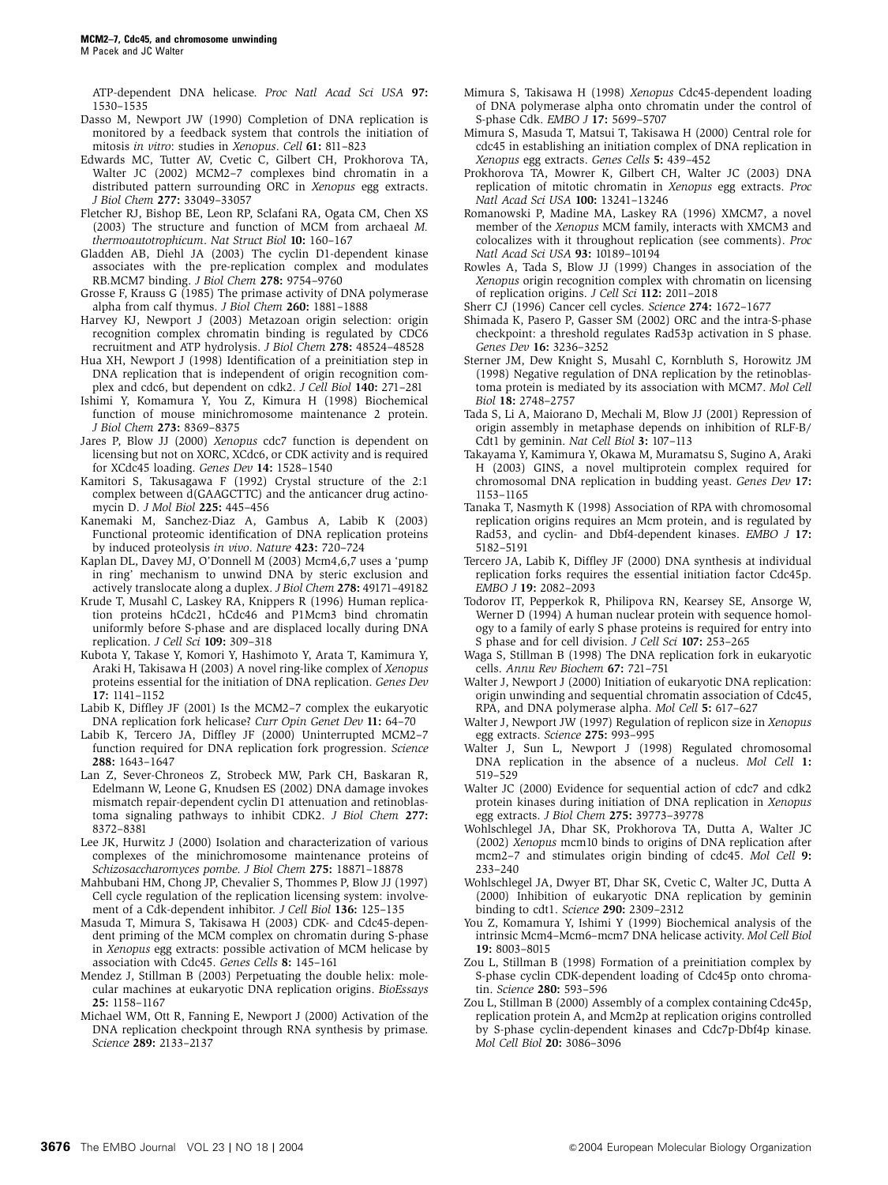ATP-dependent DNA helicase. *Proc Natl Acad Sci USA* **97:** 1530–1535

Dasso M, Newport JW (1990) Completion of DNA replication is monitored by a feedback system that controls the initiation of mitosis *in vitro*: studies in *Xenopus*. *Cell* **61:** 811–823

Edwards MC, Tutter AV, Cvetic C, Gilbert CH, Prokhorova TA, Walter JC (2002) MCM2–7 complexes bind chromatin in a distributed pattern surrounding ORC in *Xenopus* egg extracts. *J Biol Chem* **277:** 33049–33057

Fletcher RJ, Bishop BE, Leon RP, Sclafani RA, Ogata CM, Chen XS (2003) The structure and function of MCM from archaeal *M. thermoautotrophicum*. *Nat Struct Biol* **10:** 160–167

Gladden AB, Diehl JA (2003) The cyclin D1-dependent kinase associates with the pre-replication complex and modulates RB.MCM7 binding. *J Biol Chem* **278:** 9754–9760

Grosse F, Krauss G (1985) The primase activity of DNA polymerase alpha from calf thymus. *J Biol Chem* **260:** 1881–1888

Harvey KJ, Newport J (2003) Metazoan origin selection: origin recognition complex chromatin binding is regulated by CDC6 recruitment and ATP hydrolysis. *J Biol Chem* **278:** 48524–48528

Hua XH, Newport J (1998) Identification of a preinitiation step in DNA replication that is independent of origin recognition complex and cdc6, but dependent on cdk2. *J Cell Biol* **140:** 271–281

Ishimi Y, Komamura Y, You Z, Kimura H (1998) Biochemical function of mouse minichromosome maintenance 2 protein. *J Biol Chem* **273:** 8369–8375

Jares P, Blow JJ (2000) *Xenopus* cdc7 function is dependent on licensing but not on XORC, XCdc6, or CDK activity and is required for XCdc45 loading. *Genes Dev* **14:** 1528–1540

Kamitori S, Takusagawa F (1992) Crystal structure of the 2:1 complex between d(GAAGCTTC) and the anticancer drug actinomycin D. *J Mol Biol* **225:** 445–456

Kanemaki M, Sanchez-Diaz A, Gambus A, Labib K (2003) Functional proteomic identification of DNA replication proteins by induced proteolysis *in vivo*. *Nature* **423:** 720–724

Kaplan DL, Davey MJ, O'Donnell M (2003) Mcm4,6,7 uses a 'pump in ring' mechanism to unwind DNA by steric exclusion and actively translocate along a duplex. *J Biol Chem* **278:** 49171–49182

Krude T, Musahl C, Laskey RA, Knippers R (1996) Human replication proteins hCdc21, hCdc46 and P1Mcm3 bind chromatin uniformly before S-phase and are displaced locally during DNA replication. *J Cell Sci* **109:** 309–318

Kubota Y, Takase Y, Komori Y, Hashimoto Y, Arata T, Kamimura Y, Araki H, Takisawa H (2003) A novel ring-like complex of *Xenopus* proteins essential for the initiation of DNA replication. *Genes Dev* **17:** 1141–1152

Labib K, Diffley JF (2001) Is the MCM2–7 complex the eukaryotic DNA replication fork helicase? *Curr Opin Genet Dev* **11:** 64–70

Labib K, Tercero JA, Diffley JF (2000) Uninterrupted MCM2–7 function required for DNA replication fork progression. *Science* **288:** 1643–1647

Lan Z, Sever-Chroneos Z, Strobeck MW, Park CH, Baskaran R, Edelmann W, Leone G, Knudsen ES (2002) DNA damage invokes mismatch repair-dependent cyclin D1 attenuation and retinoblastoma signaling pathways to inhibit CDK2. *J Biol Chem* **277:** 8372–8381

Lee JK, Hurwitz J (2000) Isolation and characterization of various complexes of the minichromosome maintenance proteins of *Schizosaccharomyces pombe*. *J Biol Chem* **275:** 18871–18878

Mahbubani HM, Chong JP, Chevalier S, Thommes P, Blow JJ (1997) Cell cycle regulation of the replication licensing system: involvement of a Cdk-dependent inhibitor. *J Cell Biol* **136:** 125–135

Masuda T, Mimura S, Takisawa H (2003) CDK- and Cdc45-dependent priming of the MCM complex on chromatin during S-phase in *Xenopus* egg extracts: possible activation of MCM helicase by association with Cdc45. *Genes Cells* **8:** 145–161

Mendez J, Stillman B (2003) Perpetuating the double helix: molecular machines at eukaryotic DNA replication origins. *BioEssays* **25:** 1158–1167

Michael WM, Ott R, Fanning E, Newport J (2000) Activation of the DNA replication checkpoint through RNA synthesis by primase. *Science* **289:** 2133–2137

Mimura S, Takisawa H (1998) *Xenopus* Cdc45-dependent loading of DNA polymerase alpha onto chromatin under the control of S-phase Cdk. *EMBO J* **17:** 5699–5707

Mimura S, Masuda T, Matsui T, Takisawa H (2000) Central role for cdc45 in establishing an initiation complex of DNA replication in *Xenopus* egg extracts. *Genes Cells* **5:** 439–452

Prokhorova TA, Mowrer K, Gilbert CH, Walter JC (2003) DNA replication of mitotic chromatin in *Xenopus* egg extracts. *Proc Natl Acad Sci USA* **100:** 13241–13246

Romanowski P, Madine MA, Laskey RA (1996) XMCM7, a novel member of the *Xenopus* MCM family, interacts with XMCM3 and colocalizes with it throughout replication (see comments). *Proc Natl Acad Sci USA* **93:** 10189–10194

Rowles A, Tada S, Blow JJ (1999) Changes in association of the *Xenopus* origin recognition complex with chromatin on licensing of replication origins. *J Cell Sci* **112:** 2011–2018

Sherr CJ (1996) Cancer cell cycles. *Science* **274:** 1672–1677

Shimada K, Pasero P, Gasser SM (2002) ORC and the intra-S-phase checkpoint: a threshold regulates Rad53p activation in S phase. *Genes Dev* **16:** 3236–3252

Sterner JM, Dew Knight S, Musahl C, Kornbluth S, Horowitz JM (1998) Negative regulation of DNA replication by the retinoblastoma protein is mediated by its association with MCM7. *Mol Cell Biol* **18:** 2748–2757

Tada S, Li A, Maiorano D, Mechali M, Blow JJ (2001) Repression of origin assembly in metaphase depends on inhibition of RLF-B/Cdt1 by geminin. *Nat Cell Biol* **3:** 107–113

Takayama Y, Kamimura Y, Okawa M, Muramatsu S, Sugino A, Araki H (2003) GINS, a novel multiprotein complex required for chromosomal DNA replication in budding yeast. *Genes Dev* **17:** 1153–1165

Tanaka T, Nasmyth K (1998) Association of RPA with chromosomal replication origins requires an Mcm protein, and is regulated by Rad53, and cyclin- and Dbf4-dependent kinases. *EMBO J* **17:** 5182–5191

Tercero JA, Labib K, Diffley JF (2000) DNA synthesis at individual replication forks requires the essential initiation factor Cdc45p. *EMBO J* **19:** 2082–2093

Todorov IT, Pepperkok R, Philipova RN, Kearsey SE, Ansorge W, Werner D (1994) A human nuclear protein with sequence homology to a family of early S phase proteins is required for entry into S phase and for cell division. *J Cell Sci* **107:** 253–265

Waga S, Stillman B (1998) The DNA replication fork in eukaryotic cells. *Annu Rev Biochem* **67:** 721–751

Walter J, Newport J (2000) Initiation of eukaryotic DNA replication: origin unwinding and sequential chromatin association of Cdc45, RPA, and DNA polymerase alpha. *Mol Cell* **5:** 617–627

Walter J, Newport JW (1997) Regulation of replicon size in *Xenopus* egg extracts. *Science* **275:** 993–995

Walter J, Sun L, Newport J (1998) Regulated chromosomal DNA replication in the absence of a nucleus. *Mol Cell* **1:** 519–529

Walter JC (2000) Evidence for sequential action of cdc7 and cdk2 protein kinases during initiation of DNA replication in *Xenopus* egg extracts. *J Biol Chem* **275:** 39773–39778

Wohlschlegel JA, Dhar SK, Prokhorova TA, Dutta A, Walter JC (2002) *Xenopus* mcm10 binds to origins of DNA replication after mcm2–7 and stimulates origin binding of cdc45. *Mol Cell* **9:** 233–240

Wohlschlegel JA, Dwyer BT, Dhar SK, Cvetic C, Walter JC, Dutta A (2000) Inhibition of eukaryotic DNA replication by geminin binding to cdt1. *Science* **290:** 2309–2312

You Z, Komamura Y, Ishimi Y (1999) Biochemical analysis of the intrinsic Mcm4–Mcm6–mcm7 DNA helicase activity. *Mol Cell Biol* **19:** 8003–8015

Zou L, Stillman B (1998) Formation of a preinitiation complex by S-phase cyclin CDK-dependent loading of Cdc45p onto chromatin. *Science* **280:** 593–596

Zou L, Stillman B (2000) Assembly of a complex containing Cdc45p, replication protein A, and Mcm2p at replication origins controlled by S-phase cyclin-dependent kinases and Cdc7p-Dbf4p kinase. *Mol Cell Biol* **20:** 3086–3096